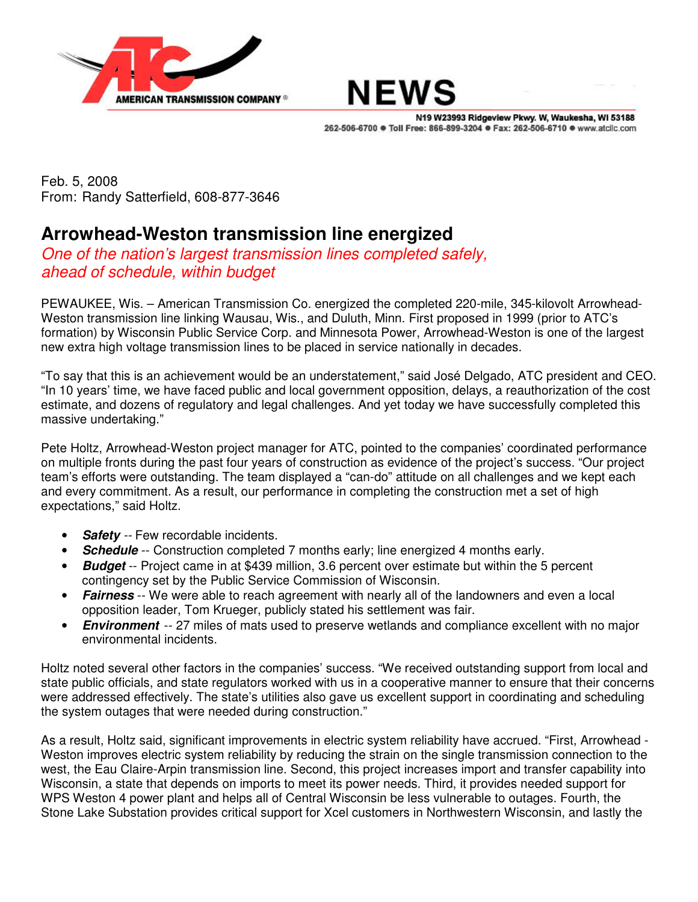AMERICAN TRANSMISSION COMPANY®

# NEWS

N19 W23993 Ridgeview Pkwy. W, Waukesha, WI 53188
262-506-6700 ● Toll Free: 866-899-3204 ● Fax: 262-506-6710 ● www.atcllc.com

Feb. 5, 2008
From: Randy Satterfield, 608-877-3646

## Arrowhead-Weston transmission line energized

*One of the nation's largest transmission lines completed safely, ahead of schedule, within budget*

PEWAUKEE, Wis. – American Transmission Co. energized the completed 220-mile, 345-kilovolt Arrowhead-Weston transmission line linking Wausau, Wis., and Duluth, Minn. First proposed in 1999 (prior to ATC's formation) by Wisconsin Public Service Corp. and Minnesota Power, Arrowhead-Weston is one of the largest new extra high voltage transmission lines to be placed in service nationally in decades.

"To say that this is an achievement would be an understatement," said José Delgado, ATC president and CEO. "In 10 years' time, we have faced public and local government opposition, delays, a reauthorization of the cost estimate, and dozens of regulatory and legal challenges. And yet today we have successfully completed this massive undertaking."

Pete Holtz, Arrowhead-Weston project manager for ATC, pointed to the companies' coordinated performance on multiple fronts during the past four years of construction as evidence of the project's success. "Our project team's efforts were outstanding. The team displayed a "can-do" attitude on all challenges and we kept each and every commitment. As a result, our performance in completing the construction met a set of high expectations," said Holtz.

- ***Safety*** -- Few recordable incidents.
- ***Schedule*** -- Construction completed 7 months early; line energized 4 months early.
- ***Budget*** -- Project came in at $439 million, 3.6 percent over estimate but within the 5 percent contingency set by the Public Service Commission of Wisconsin.
- ***Fairness*** -- We were able to reach agreement with nearly all of the landowners and even a local opposition leader, Tom Krueger, publicly stated his settlement was fair.
- ***Environment*** -- 27 miles of mats used to preserve wetlands and compliance excellent with no major environmental incidents.

Holtz noted several other factors in the companies' success. "We received outstanding support from local and state public officials, and state regulators worked with us in a cooperative manner to ensure that their concerns were addressed effectively. The state's utilities also gave us excellent support in coordinating and scheduling the system outages that were needed during construction."

As a result, Holtz said, significant improvements in electric system reliability have accrued. "First, Arrowhead - Weston improves electric system reliability by reducing the strain on the single transmission connection to the west, the Eau Claire-Arpin transmission line. Second, this project increases import and transfer capability into Wisconsin, a state that depends on imports to meet its power needs. Third, it provides needed support for WPS Weston 4 power plant and helps all of Central Wisconsin be less vulnerable to outages. Fourth, the Stone Lake Substation provides critical support for Xcel customers in Northwestern Wisconsin, and lastly the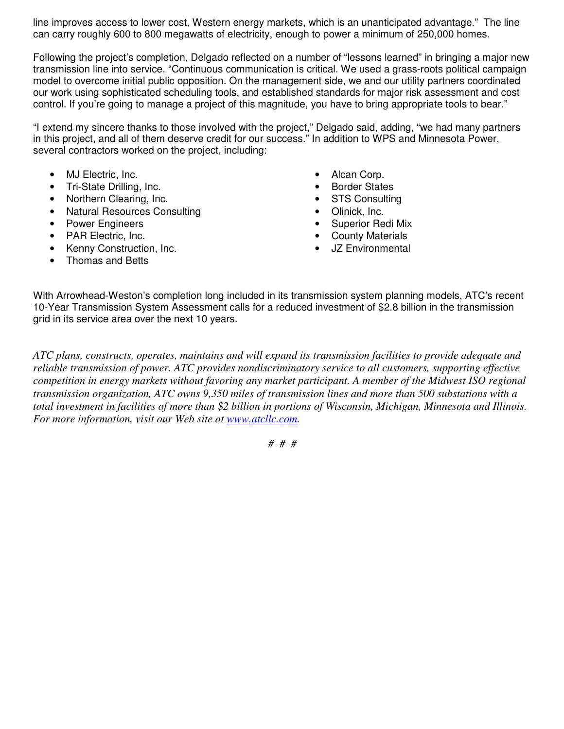line improves access to lower cost, Western energy markets, which is an unanticipated advantage." The line can carry roughly 600 to 800 megawatts of electricity, enough to power a minimum of 250,000 homes.

Following the project's completion, Delgado reflected on a number of "lessons learned" in bringing a major new transmission line into service. "Continuous communication is critical. We used a grass-roots political campaign model to overcome initial public opposition. On the management side, we and our utility partners coordinated our work using sophisticated scheduling tools, and established standards for major risk assessment and cost control. If you're going to manage a project of this magnitude, you have to bring appropriate tools to bear."

"I extend my sincere thanks to those involved with the project," Delgado said, adding, "we had many partners in this project, and all of them deserve credit for our success." In addition to WPS and Minnesota Power, several contractors worked on the project, including:

- MJ Electric, Inc.
- Tri-State Drilling, Inc.
- Northern Clearing, Inc.
- Natural Resources Consulting
- Power Engineers
- PAR Electric, Inc.
- Kenny Construction, Inc.
- Thomas and Betts
- Alcan Corp.
- Border States
- STS Consulting
- Olinick, Inc.
- Superior Redi Mix
- County Materials
- JZ Environmental

With Arrowhead-Weston's completion long included in its transmission system planning models, ATC's recent 10-Year Transmission System Assessment calls for a reduced investment of $2.8 billion in the transmission grid in its service area over the next 10 years.

*ATC plans, constructs, operates, maintains and will expand its transmission facilities to provide adequate and reliable transmission of power. ATC provides nondiscriminatory service to all customers, supporting effective competition in energy markets without favoring any market participant. A member of the Midwest ISO regional transmission organization, ATC owns 9,350 miles of transmission lines and more than 500 substations with a total investment in facilities of more than $2 billion in portions of Wisconsin, Michigan, Minnesota and Illinois. For more information, visit our Web site at www.atcllc.com.*

# # #